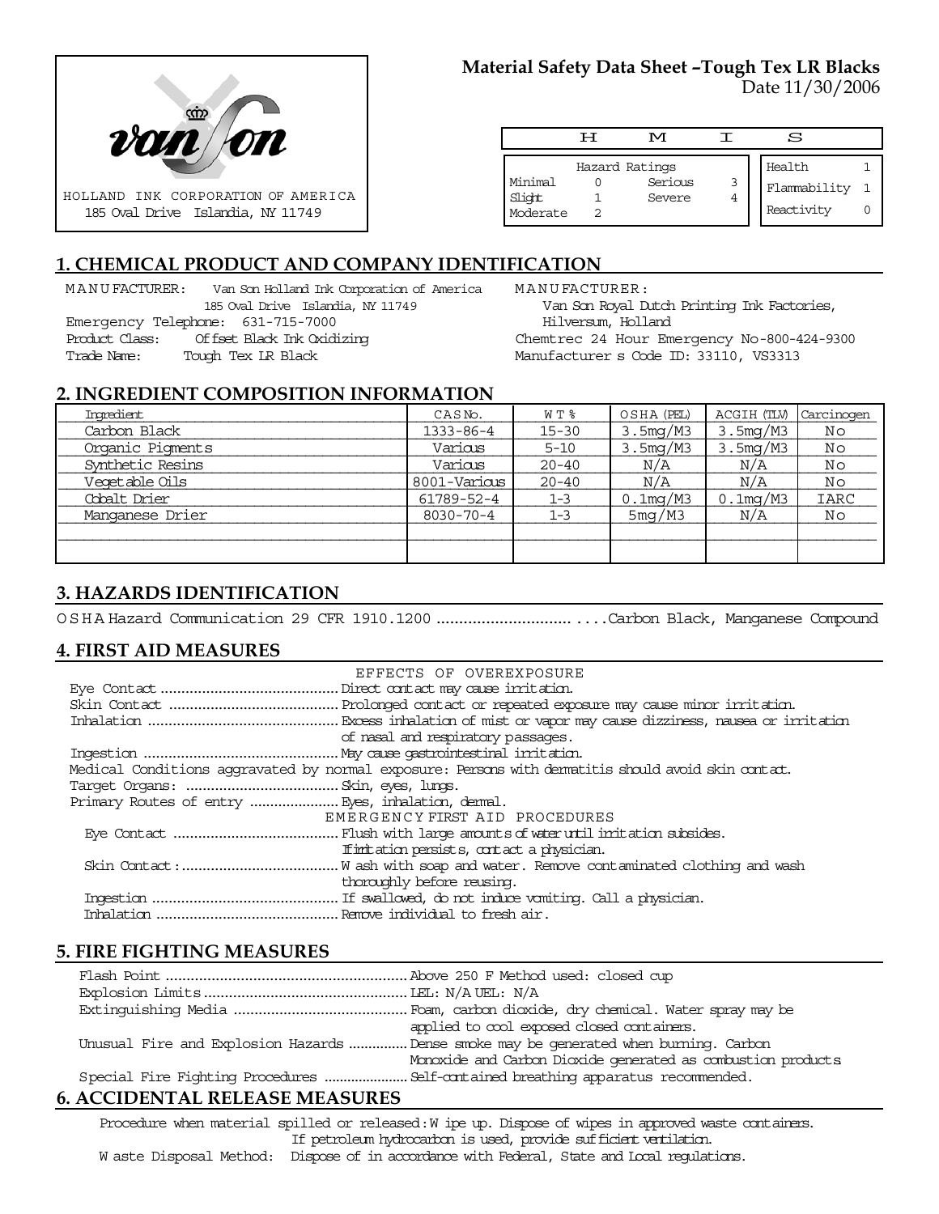HOLLAND INK CORPORATION OF AMERICA
185 Oval Drive Islandia, NY 11749

**Material Safety Data Sheet –Tough Tex LR Blacks**
Date 11/30/2006

| H | M | I | S |
|---|---|---|---|

| Hazard Ratings | | | |
|---|---|---|---|
| Minimal | 0 | Serious | 3 |
| Slight | 1 | Severe | 4 |
| Moderate | 2 | | |

| | |
|---|---|
| Health | 1 |
| Flammability | 1 |
| Reactivity | 0 |

## 1. CHEMICAL PRODUCT AND COMPANY IDENTIFICATION

MANUFACTURER: Van Son Holland Ink Corporation of America
185 Oval Drive Islandia, NY 11749
Emergency Telephone: 631-715-7000
Product Class: Offset Black Ink Oxidizing
Trade Name: Tough Tex LR Black

MANUFACTURER:
Van Son Royal Dutch Printing Ink Factories,
Hilversum, Holland
Chemtrec 24 Hour Emergency No-800-424-9300
Manufacturer s Code ID: 33110, VS3313

## 2. INGREDIENT COMPOSITION INFORMATION

| Ingredient | CAS No. | WT% | OSHA (PEL) | ACGIH (TLV) | Carcinogen |
|---|---|---|---|---|---|
| Carbon Black | 1333-86-4 | 15-30 | 3.5mg/M3 | 3.5mg/M3 | No |
| Organic Pigments | Various | 5-10 | 3.5mg/M3 | 3.5mg/M3 | No |
| Synthetic Resins | Various | 20-40 | N/A | N/A | No |
| Vegetable Oils | 8001-Various | 20-40 | N/A | N/A | No |
| Cobalt Drier | 61789-52-4 | 1-3 | 0.1mg/M3 | 0.1mg/M3 | IARC |
| Manganese Drier | 8030-70-4 | 1-3 | 5mg/M3 | N/A | No |

## 3. HAZARDS IDENTIFICATION

OSHA Hazard Communication 29 CFR 1910.1200 .................................Carbon Black, Manganese Compound

## 4. FIRST AID MEASURES

EFFECTS OF OVEREXPOSURE

Eye Contact ........................................... Direct contact may cause irritation.
Skin Contact ......................................... Prolonged contact or repeated exposure may cause minor irritation.
Inhalation .............................................. Excess inhalation of mist or vapor may cause dizziness, nausea or irritation of nasal and respiratory passages.
Ingestion ............................................... May cause gastrointestinal irritation.
Medical Conditions aggravated by normal exposure: Persons with dermatitis should avoid skin contact.
Target Organs: ..................................... Skin, eyes, lungs.
Primary Routes of entry ...................... Eyes, inhalation, dermal.

EMERGENCY FIRST AID PROCEDURES

Eye Contact ........................................ Flush with large amounts of water until irritation subsides. If irritation persists, contact a physician.
Skin Contact:...................................... Wash with soap and water. Remove contaminated clothing and wash thoroughly before reusing.
Ingestion ............................................ If swallowed, do not induce vomiting. Call a physician.
Inhalation ............................................ Remove individual to fresh air.

## 5. FIRE FIGHTING MEASURES

Flash Point ........................................................... Above 250 F Method used: closed cup
Explosion Limits ................................................. LEL: N/A UEL: N/A
Extinguishing Media .......................................... Foam, carbon dioxide, dry chemical. Water spray may be applied to cool exposed closed containers.
Unusual Fire and Explosion Hazards ............... Dense smoke may be generated when burning. Carbon Monoxide and Carbon Dioxide generated as combustion products
Special Fire Fighting Procedures ..................... Self-contained breathing apparatus recommended.

## 6. ACCIDENTAL RELEASE MEASURES

Procedure when material spilled or released: Wipe up. Dispose of wipes in approved waste containers. If petroleum hydrocarbon is used, provide sufficient ventilation.
Waste Disposal Method: Dispose of in accordance with Federal, State and Local regulations.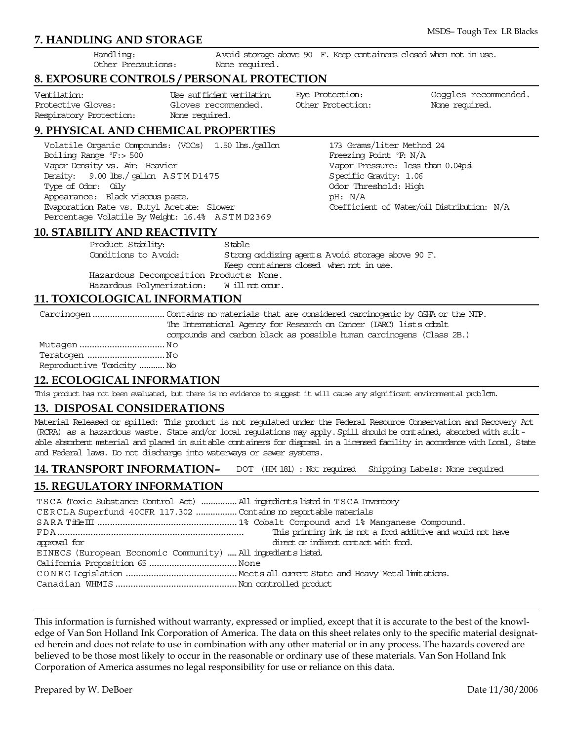## 7. HANDLING AND STORAGE

| | |
|---|---|
| Handling: | Avoid storage above 90 F. Keep containers closed when not in use. |
| Other Precautions: | None required. |

## 8. EXPOSURE CONTROLS / PERSONAL PROTECTION

| | | | |
|---|---|---|---|
| Ventilation: | Use sufficient ventilation. | Eye Protection: | Goggles recommended. |
| Protective Gloves: | Gloves recommended. | Other Protection: | None required. |
| Respiratory Protection: | None required. | | |

## 9. PHYSICAL AND CHEMICAL PROPERTIES

| | |
|---|---|
| Volatile Organic Compounds: (VOCs) 1.50 lbs./gallon | 173 Grams/liter Method 24 |
| Boiling Range °F:> 500 | Freezing Point °F: N/A |
| Vapor Density vs. Air: Heavier | Vapor Pressure: less than 0.04psi |
| Density: 9.00 lbs./ gallon ASTM D1475 | Specific Gravity: 1.06 |
| Type of Odor: Oily | Odor Threshold: High |
| Appearance: Black viscous paste. | pH: N/A |
| Evaporation Rate vs. Butyl Acetate: Slower | Coefficient of Water/oil Distribution: N/A |
| Percentage Volatile By Weight: 16.4% ASTM D2369 | |

## 10. STABILITY AND REACTIVITY

Product Stability: Stable

Conditions to Avoid: Strong oxidizing agents. Avoid storage above 90 F. Keep containers closed when not in use.

Hazardous Decomposition Products: None.

Hazardous Polymerization: Will not occur.

## 11. TOXICOLOGICAL INFORMATION

Carcinogen ............................ Contains no materials that are considered carcinogenic by OSHA or the NTP. The International Agency for Research on Cancer (IARC) lists cobalt compounds and carbon black as possible human carcinogens (Class 2B.)

Mutagen ................................. No

Teratogen ............................... No

Reproductive Toxicity ........... No

## 12. ECOLOGICAL INFORMATION

This product has not been evaluated, but there is no evidence to suggest it will cause any significant environmental problem.

## 13. DISPOSAL CONSIDERATIONS

Material Released or spilled: This product is not regulated under the Federal Resource Conservation and Recovery Act (RCRA) as a hazardous waste. State and/or local regulations may apply. Spill should be contained, absorbed with suitable absorbent material and placed in suitable containers for disposal in a licensed facility in accordance with Local, State and Federal laws. Do not discharge into waterways or sewer systems.

## 14. TRANSPORT INFORMATION– DOT (HM 181) : Not required Shipping Labels: None required

## 15. REGULATORY INFORMATION

TSCA (Toxic Substance Control Act) ............... All ingredients listed in TSCA Inventory

CERCLA Superfund 40CFR 117.302 ................ Contains no reportable materials

SARA Title III ....................................................... 1% Cobalt Compound and 1% Manganese Compound.

FDA ......................................................................... This printing ink is not a food additive and would not have approval for direct or indirect contact with food.

EINECS (European Economic Community) ..... All ingredients listed.

California Proposition 65 .................................. None

CONEG Legislation ........................................... Meets all current State and Heavy Metal limitations.

Canadian WHMIS ................................................ Non controlled product

---

This information is furnished without warranty, expressed or implied, except that it is accurate to the best of the knowledge of Van Son Holland Ink Corporation of America. The data on this sheet relates only to the specific material designated herein and does not relate to use in combination with any other material or in any process. The hazards covered are believed to be those most likely to occur in the reasonable or ordinary use of these materials. Van Son Holland Ink Corporation of America assumes no legal responsibility for use or reliance on this data.

Prepared by W. DeBoer

Date 11/30/2006